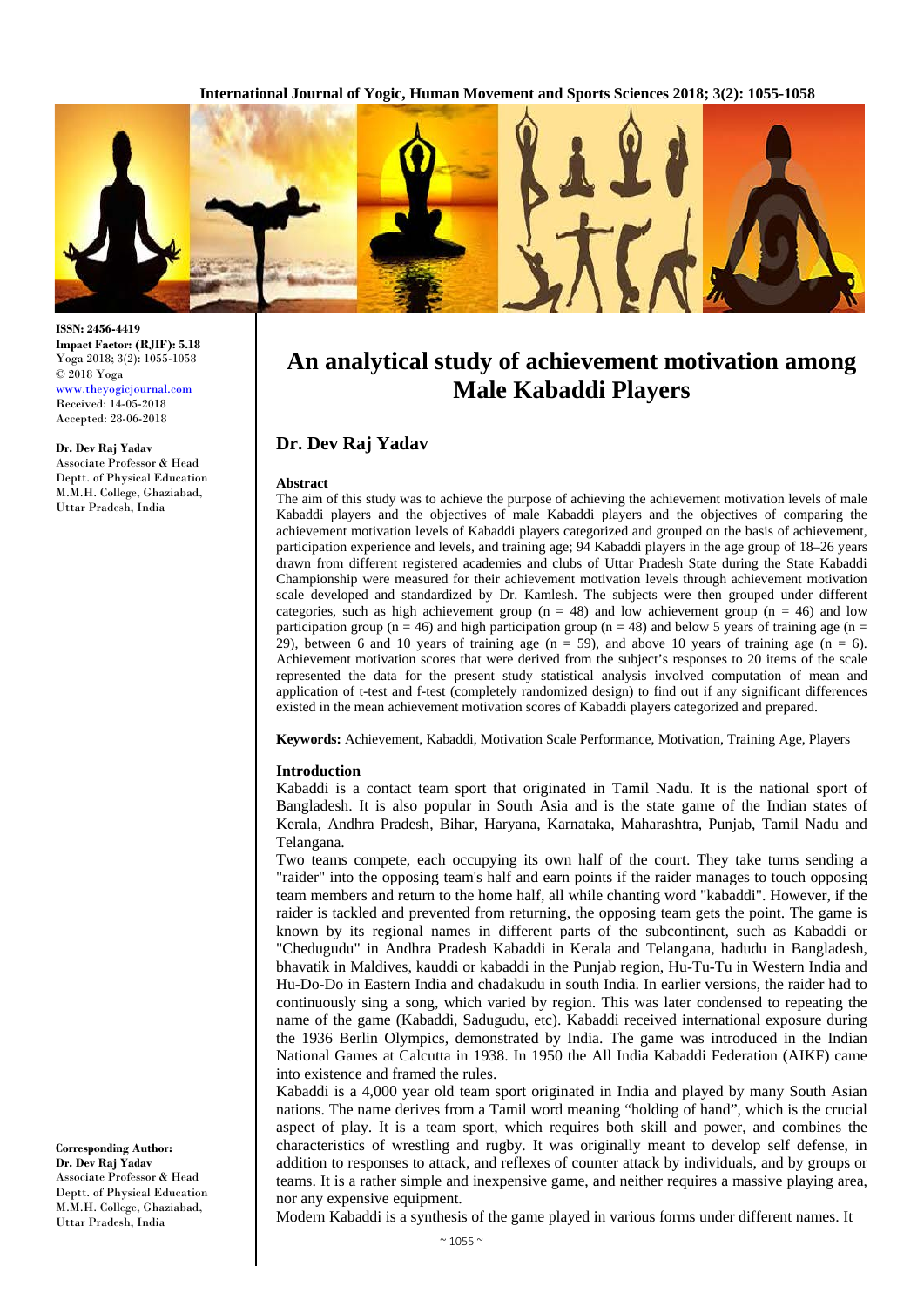ISSN: 2456-4419
**Impact Factor: (RJIF): 5.18**
Yoga 2018; 3(2): 1055-1058
© 2018 Yoga
www.theyogicjournal.com
Received: 14-05-2018
Accepted: 28-06-2018

**Dr. Dev Raj Yadav**
Associate Professor & Head
Deptt. of Physical Education
M.M.H. College, Ghaziabad,
Uttar Pradesh, India

**Corresponding Author:**
**Dr. Dev Raj Yadav**
Associate Professor & Head
Deptt. of Physical Education
M.M.H. College, Ghaziabad,
Uttar Pradesh, India

# An analytical study of achievement motivation among Male Kabaddi Players

## Dr. Dev Raj Yadav

### Abstract

The aim of this study was to achieve the purpose of achieving the achievement motivation levels of male Kabaddi players and the objectives of male Kabaddi players and the objectives of comparing the achievement motivation levels of Kabaddi players categorized and grouped on the basis of achievement, participation experience and levels, and training age; 94 Kabaddi players in the age group of 18–26 years drawn from different registered academies and clubs of Uttar Pradesh State during the State Kabaddi Championship were measured for their achievement motivation levels through achievement motivation scale developed and standardized by Dr. Kamlesh. The subjects were then grouped under different categories, such as high achievement group (n = 48) and low achievement group (n = 46) and low participation group (n = 46) and high participation group (n = 48) and below 5 years of training age (n = 29), between 6 and 10 years of training age (n = 59), and above 10 years of training age (n = 6). Achievement motivation scores that were derived from the subject's responses to 20 items of the scale represented the data for the present study statistical analysis involved computation of mean and application of t-test and f-test (completely randomized design) to find out if any significant differences existed in the mean achievement motivation scores of Kabaddi players categorized and prepared.

**Keywords:** Achievement, Kabaddi, Motivation Scale Performance, Motivation, Training Age, Players

### Introduction

Kabaddi is a contact team sport that originated in Tamil Nadu. It is the national sport of Bangladesh. It is also popular in South Asia and is the state game of the Indian states of Kerala, Andhra Pradesh, Bihar, Haryana, Karnataka, Maharashtra, Punjab, Tamil Nadu and Telangana.

Two teams compete, each occupying its own half of the court. They take turns sending a "raider" into the opposing team's half and earn points if the raider manages to touch opposing team members and return to the home half, all while chanting word "kabaddi". However, if the raider is tackled and prevented from returning, the opposing team gets the point. The game is known by its regional names in different parts of the subcontinent, such as Kabaddi or "Chedugudu" in Andhra Pradesh Kabaddi in Kerala and Telangana, hadudu in Bangladesh, bhavatik in Maldives, kauddi or kabaddi in the Punjab region, Hu-Tu-Tu in Western India and Hu-Do-Do in Eastern India and chadakudu in south India. In earlier versions, the raider had to continuously sing a song, which varied by region. This was later condensed to repeating the name of the game (Kabaddi, Sadugudu, etc). Kabaddi received international exposure during the 1936 Berlin Olympics, demonstrated by India. The game was introduced in the Indian National Games at Calcutta in 1938. In 1950 the All India Kabaddi Federation (AIKF) came into existence and framed the rules.

Kabaddi is a 4,000 year old team sport originated in India and played by many South Asian nations. The name derives from a Tamil word meaning "holding of hand", which is the crucial aspect of play. It is a team sport, which requires both skill and power, and combines the characteristics of wrestling and rugby. It was originally meant to develop self defense, in addition to responses to attack, and reflexes of counter attack by individuals, and by groups or teams. It is a rather simple and inexpensive game, and neither requires a massive playing area, nor any expensive equipment.

Modern Kabaddi is a synthesis of the game played in various forms under different names. It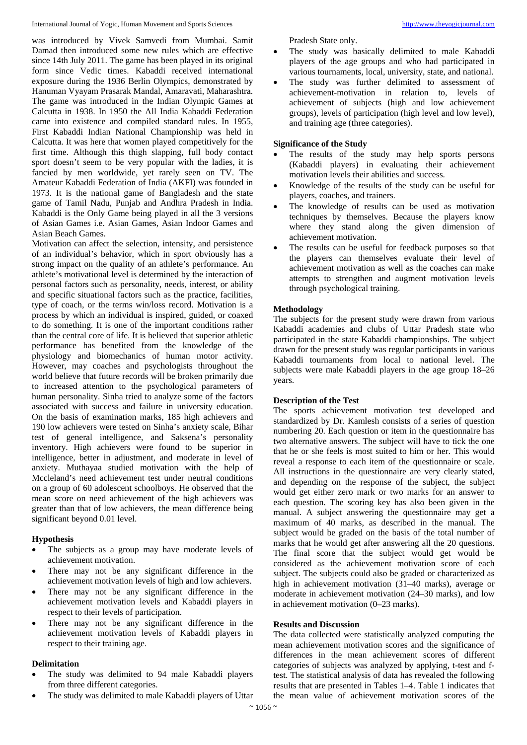was introduced by Vivek Samvedi from Mumbai. Samit Damad then introduced some new rules which are effective since 14th July 2011. The game has been played in its original form since Vedic times. Kabaddi received international exposure during the 1936 Berlin Olympics, demonstrated by Hanuman Vyayam Prasarak Mandal, Amaravati, Maharashtra. The game was introduced in the Indian Olympic Games at Calcutta in 1938. In 1950 the All India Kabaddi Federation came into existence and compiled standard rules. In 1955, First Kabaddi Indian National Championship was held in Calcutta. It was here that women played competitively for the first time. Although this thigh slapping, full body contact sport doesn't seem to be very popular with the ladies, it is fancied by men worldwide, yet rarely seen on TV. The Amateur Kabaddi Federation of India (AKFI) was founded in 1973. It is the national game of Bangladesh and the state game of Tamil Nadu, Punjab and Andhra Pradesh in India. Kabaddi is the Only Game being played in all the 3 versions of Asian Games i.e. Asian Games, Asian Indoor Games and Asian Beach Games.

Motivation can affect the selection, intensity, and persistence of an individual's behavior, which in sport obviously has a strong impact on the quality of an athlete's performance. An athlete's motivational level is determined by the interaction of personal factors such as personality, needs, interest, or ability and specific situational factors such as the practice, facilities, type of coach, or the terms win/loss record. Motivation is a process by which an individual is inspired, guided, or coaxed to do something. It is one of the important conditions rather than the central core of life. It is believed that superior athletic performance has benefited from the knowledge of the physiology and biomechanics of human motor activity. However, may coaches and psychologists throughout the world believe that future records will be broken primarily due to increased attention to the psychological parameters of human personality. Sinha tried to analyze some of the factors associated with success and failure in university education. On the basis of examination marks, 185 high achievers and 190 low achievers were tested on Sinha's anxiety scale, Bihar test of general intelligence, and Saksena's personality inventory. High achievers were found to be superior in intelligence, better in adjustment, and moderate in level of anxiety. Muthayaa studied motivation with the help of Mccleland's need achievement test under neutral conditions on a group of 60 adolescent schoolboys. He observed that the mean score on need achievement of the high achievers was greater than that of low achievers, the mean difference being significant beyond 0.01 level.

### Hypothesis

- The subjects as a group may have moderate levels of achievement motivation.
- There may not be any significant difference in the achievement motivation levels of high and low achievers.
- There may not be any significant difference in the achievement motivation levels and Kabaddi players in respect to their levels of participation.
- There may not be any significant difference in the achievement motivation levels of Kabaddi players in respect to their training age.

### Delimitation

- The study was delimited to 94 male Kabaddi players from three different categories.
- The study was delimited to male Kabaddi players of Uttar Pradesh State only.
- The study was basically delimited to male Kabaddi players of the age groups and who had participated in various tournaments, local, university, state, and national.
- The study was further delimited to assessment of achievement-motivation in relation to, levels of achievement of subjects (high and low achievement groups), levels of participation (high level and low level), and training age (three categories).

### Significance of the Study

- The results of the study may help sports persons (Kabaddi players) in evaluating their achievement motivation levels their abilities and success.
- Knowledge of the results of the study can be useful for players, coaches, and trainers.
- The knowledge of results can be used as motivation techniques by themselves. Because the players know where they stand along the given dimension of achievement motivation.
- The results can be useful for feedback purposes so that the players can themselves evaluate their level of achievement motivation as well as the coaches can make attempts to strengthen and augment motivation levels through psychological training.

### Methodology

The subjects for the present study were drawn from various Kabaddi academies and clubs of Uttar Pradesh state who participated in the state Kabaddi championships. The subject drawn for the present study was regular participants in various Kabaddi tournaments from local to national level. The subjects were male Kabaddi players in the age group 18–26 years.

### Description of the Test

The sports achievement motivation test developed and standardized by Dr. Kamlesh consists of a series of question numbering 20. Each question or item in the questionnaire has two alternative answers. The subject will have to tick the one that he or she feels is most suited to him or her. This would reveal a response to each item of the questionnaire or scale. All instructions in the questionnaire are very clearly stated, and depending on the response of the subject, the subject would get either zero mark or two marks for an answer to each question. The scoring key has also been given in the manual. A subject answering the questionnaire may get a maximum of 40 marks, as described in the manual. The subject would be graded on the basis of the total number of marks that he would get after answering all the 20 questions. The final score that the subject would get would be considered as the achievement motivation score of each subject. The subjects could also be graded or characterized as high in achievement motivation (31–40 marks), average or moderate in achievement motivation (24–30 marks), and low in achievement motivation (0–23 marks).

### Results and Discussion

The data collected were statistically analyzed computing the mean achievement motivation scores and the significance of differences in the mean achievement scores of different categories of subjects was analyzed by applying, t-test and f-test. The statistical analysis of data has revealed the following results that are presented in Tables 1–4. Table 1 indicates that the mean value of achievement motivation scores of the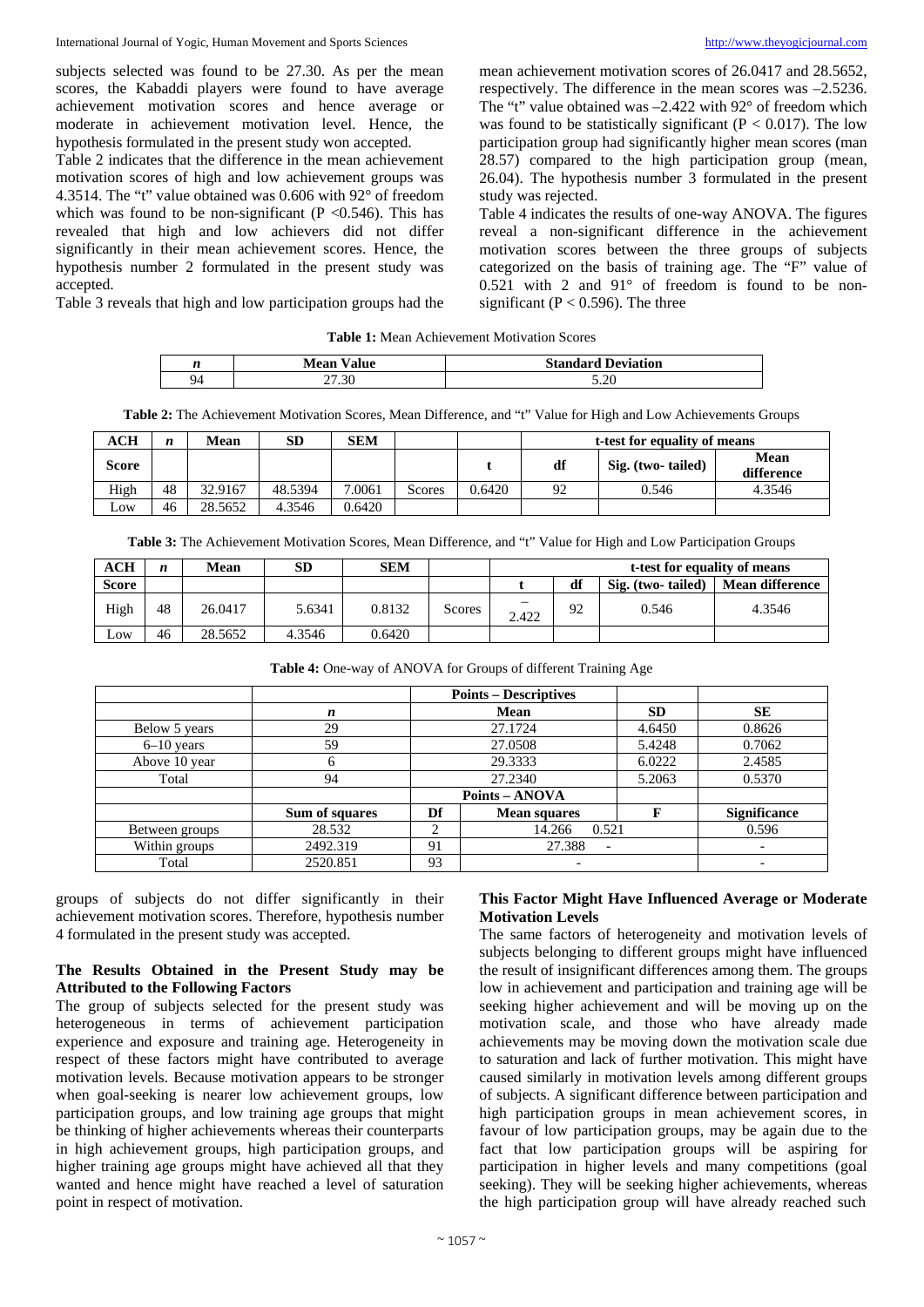subjects selected was found to be 27.30. As per the mean scores, the Kabaddi players were found to have average achievement motivation scores and hence average or moderate in achievement motivation level. Hence, the hypothesis formulated in the present study won accepted.

Table 2 indicates that the difference in the mean achievement motivation scores of high and low achievement groups was 4.3514. The "t" value obtained was 0.606 with 92° of freedom which was found to be non-significant (P <0.546). This has revealed that high and low achievers did not differ significantly in their mean achievement scores. Hence, the hypothesis number 2 formulated in the present study was accepted.

Table 3 reveals that high and low participation groups had the mean achievement motivation scores of 26.0417 and 28.5652, respectively. The difference in the mean scores was –2.5236. The "t" value obtained was –2.422 with 92° of freedom which was found to be statistically significant (P < 0.017). The low participation group had significantly higher mean scores (man 28.57) compared to the high participation group (mean, 26.04). The hypothesis number 3 formulated in the present study was rejected.

Table 4 indicates the results of one-way ANOVA. The figures reveal a non-significant difference in the achievement motivation scores between the three groups of subjects categorized on the basis of training age. The "F" value of 0.521 with 2 and 91° of freedom is found to be non-significant (P < 0.596). The three groups of subjects do not differ significantly in their achievement motivation scores. Therefore, hypothesis number 4 formulated in the present study was accepted.

**Table 1:** Mean Achievement Motivation Scores

| *n* | Mean Value | Standard Deviation |
|---|---|---|
| 94 | 27.30 | 5.20 |

**Table 2:** The Achievement Motivation Scores, Mean Difference, and "t" Value for High and Low Achievements Groups

| ACH | *n* | Mean | SD | SEM | | t-test for equality of means | | | |
|---|---|---|---|---|---|---|---|---|---|
| Score | | | | | | t | df | Sig. (two- tailed) | Mean difference |
| High | 48 | 32.9167 | 48.5394 | 7.0061 | Scores | 0.6420 | 92 | 0.546 | 4.3546 |
| Low | 46 | 28.5652 | 4.3546 | 0.6420 | | | | | |

**Table 3:** The Achievement Motivation Scores, Mean Difference, and "t" Value for High and Low Participation Groups

| ACH | *n* | Mean | SD | SEM | | t-test for equality of means | | | |
|---|---|---|---|---|---|---|---|---|---|
| Score | | | | | | t | df | Sig. (two- tailed) | Mean difference |
| High | 48 | 26.0417 | 5.6341 | 0.8132 | Scores | – 2.422 | 92 | 0.546 | 4.3546 |
| Low | 46 | 28.5652 | 4.3546 | 0.6420 | | | | | |

**Table 4:** One-way of ANOVA for Groups of different Training Age

| | | Points – Descriptives | | | | |
|---|---|---|---|---|---|---|
| | *n* | Mean | | | SD | SE |
| Below 5 years | 29 | 27.1724 | | | 4.6450 | 0.8626 |
| 6–10 years | 59 | 27.0508 | | | 5.4248 | 0.7062 |
| Above 10 year | 6 | 29.3333 | | | 6.0222 | 2.4585 |
| Total | 94 | 27.2340 | | | 5.2063 | 0.5370 |
| | | Points – ANOVA | | | | |
| | Sum of squares | Df | Mean squares | | F | Significance |
| Between groups | 28.532 | 2 | 14.266 | | 0.521 | 0.596 |
| Within groups | 2492.319 | 91 | 27.388 | | - | - |
| Total | 2520.851 | 93 | - | | | - |

### The Results Obtained in the Present Study may be Attributed to the Following Factors

The group of subjects selected for the present study was heterogeneous in terms of achievement participation experience and exposure and training age. Heterogeneity in respect of these factors might have contributed to average motivation levels. Because motivation appears to be stronger when goal-seeking is nearer low achievement groups, low participation groups, and low training age groups that might be thinking of higher achievements whereas their counterparts in high achievement groups, high participation groups, and higher training age groups might have achieved all that they wanted and hence might have reached a level of saturation point in respect of motivation.

### This Factor Might Have Influenced Average or Moderate Motivation Levels

The same factors of heterogeneity and motivation levels of subjects belonging to different groups might have influenced the result of insignificant differences among them. The groups low in achievement and participation and training age will be seeking higher achievement and will be moving up on the motivation scale, and those who have already made achievements may be moving down the motivation scale due to saturation and lack of further motivation. This might have caused similarly in motivation levels among different groups of subjects. A significant difference between participation and high participation groups in mean achievement scores, in favour of low participation groups, may be again due to the fact that low participation groups will be aspiring for participation in higher levels and many competitions (goal seeking). They will be seeking higher achievements, whereas the high participation group will have already reached such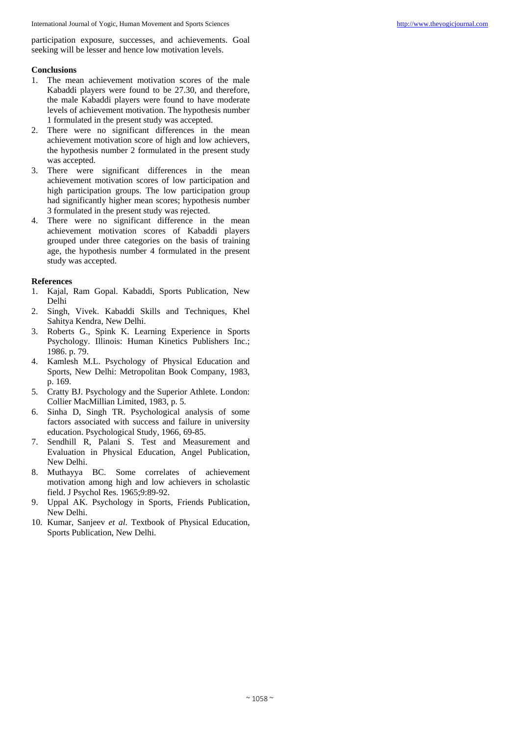participation exposure, successes, and achievements. Goal seeking will be lesser and hence low motivation levels.

## Conclusions

1. The mean achievement motivation scores of the male Kabaddi players were found to be 27.30, and therefore, the male Kabaddi players were found to have moderate levels of achievement motivation. The hypothesis number 1 formulated in the present study was accepted.
2. There were no significant differences in the mean achievement motivation score of high and low achievers, the hypothesis number 2 formulated in the present study was accepted.
3. There were significant differences in the mean achievement motivation scores of low participation and high participation groups. The low participation group had significantly higher mean scores; hypothesis number 3 formulated in the present study was rejected.
4. There were no significant difference in the mean achievement motivation scores of Kabaddi players grouped under three categories on the basis of training age, the hypothesis number 4 formulated in the present study was accepted.

## References

1. Kajal, Ram Gopal. Kabaddi, Sports Publication, New Delhi
2. Singh, Vivek. Kabaddi Skills and Techniques, Khel Sahitya Kendra, New Delhi.
3. Roberts G., Spink K. Learning Experience in Sports Psychology. Illinois: Human Kinetics Publishers Inc.; 1986. p. 79.
4. Kamlesh M.L. Psychology of Physical Education and Sports, New Delhi: Metropolitan Book Company, 1983, p. 169.
5. Cratty BJ. Psychology and the Superior Athlete. London: Collier MacMillian Limited, 1983, p. 5.
6. Sinha D, Singh TR. Psychological analysis of some factors associated with success and failure in university education. Psychological Study, 1966, 69-85.
7. Sendhill R, Palani S. Test and Measurement and Evaluation in Physical Education, Angel Publication, New Delhi.
8. Muthayya BC. Some correlates of achievement motivation among high and low achievers in scholastic field. J Psychol Res. 1965;9:89-92.
9. Uppal AK. Psychology in Sports, Friends Publication, New Delhi.
10. Kumar, Sanjeev *et al.* Textbook of Physical Education, Sports Publication, New Delhi.